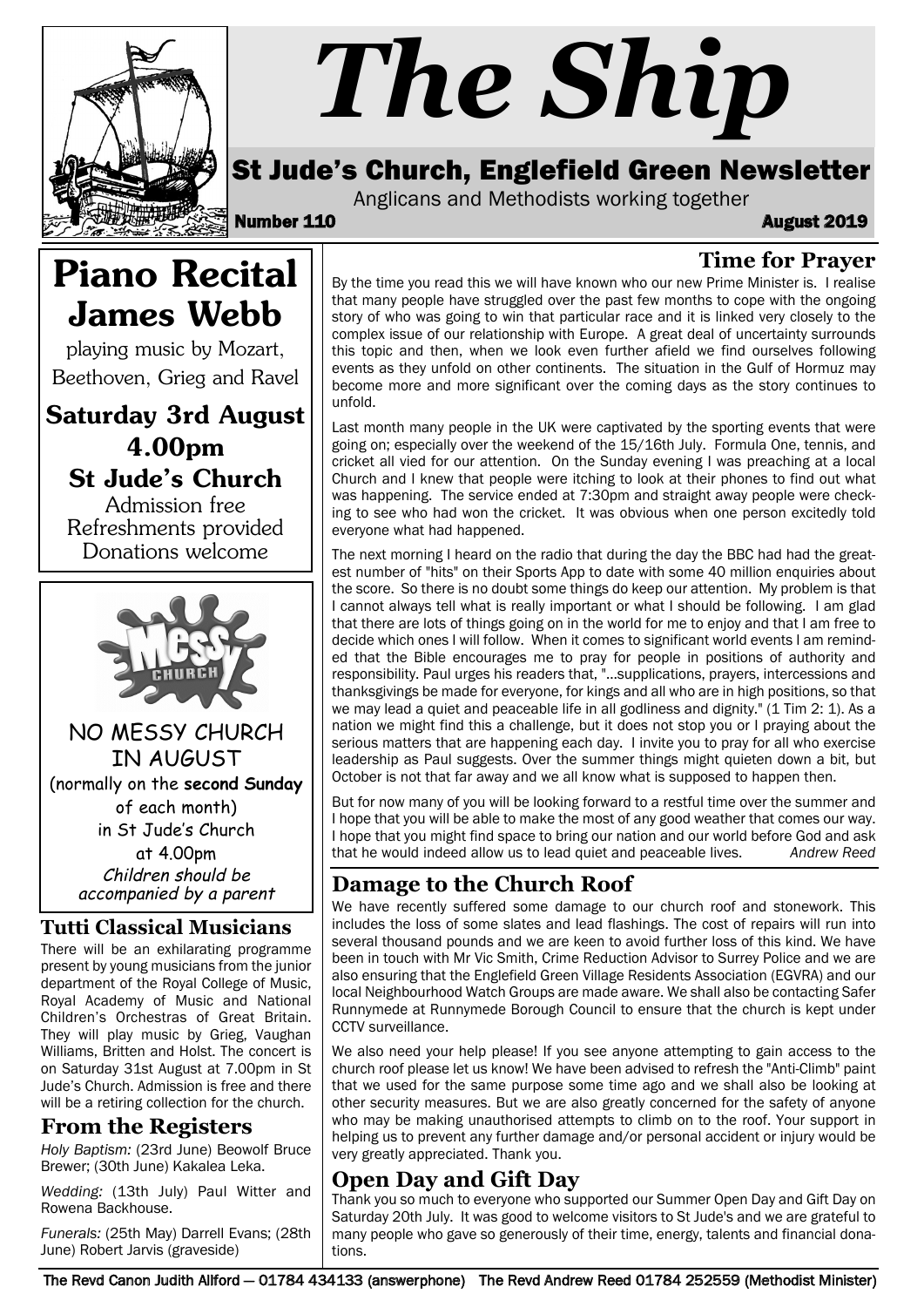# The Ship

## St Jude's Church, Englefield Green Newsletter

Anglicans and Methodists working together

**Number 110** **August 2019**

# Piano Recital James Webb

playing music by Mozart, Beethoven, Grieg and Ravel

**Saturday 3rd August 4.00pm St Jude's Church**

Admission free
Refreshments provided
Donations welcome

NO MESSY CHURCH IN AUGUST

(normally on the **second Sunday** of each month) in St Jude's Church at 4.00pm

*Children should be accompanied by a parent*

## Tutti Classical Musicians

There will be an exhilarating programme present by young musicians from the junior department of the Royal College of Music, Royal Academy of Music and National Children's Orchestras of Great Britain. They will play music by Grieg, Vaughan Williams, Britten and Holst. The concert is on Saturday 31st August at 7.00pm in St Jude's Church. Admission is free and there will be a retiring collection for the church.

## From the Registers

*Holy Baptism:* (23rd June) Beowolf Bruce Brewer; (30th June) Kakalea Leka.

*Wedding:* (13th July) Paul Witter and Rowena Backhouse.

*Funerals:* (25th May) Darrell Evans; (28th June) Robert Jarvis (graveside)

## Time for Prayer

By the time you read this we will have known who our new Prime Minister is. I realise that many people have struggled over the past few months to cope with the ongoing story of who was going to win that particular race and it is linked very closely to the complex issue of our relationship with Europe. A great deal of uncertainty surrounds this topic and then, when we look even further afield we find ourselves following events as they unfold on other continents. The situation in the Gulf of Hormuz may become more and more significant over the coming days as the story continues to unfold.

Last month many people in the UK were captivated by the sporting events that were going on; especially over the weekend of the 15/16th July. Formula One, tennis, and cricket all vied for our attention. On the Sunday evening I was preaching at a local Church and I knew that people were itching to look at their phones to find out what was happening. The service ended at 7:30pm and straight away people were checking to see who had won the cricket. It was obvious when one person excitedly told everyone what had happened.

The next morning I heard on the radio that during the day the BBC had had the greatest number of "hits" on their Sports App to date with some 40 million enquiries about the score. So there is no doubt some things do keep our attention. My problem is that I cannot always tell what is really important or what I should be following. I am glad that there are lots of things going on in the world for me to enjoy and that I am free to decide which ones I will follow. When it comes to significant world events I am reminded that the Bible encourages me to pray for people in positions of authority and responsibility. Paul urges his readers that, "...supplications, prayers, intercessions and thanksgivings be made for everyone, for kings and all who are in high positions, so that we may lead a quiet and peaceable life in all godliness and dignity." (1 Tim 2: 1). As a nation we might find this a challenge, but it does not stop you or I praying about the serious matters that are happening each day. I invite you to pray for all who exercise leadership as Paul suggests. Over the summer things might quieten down a bit, but October is not that far away and we all know what is supposed to happen then.

But for now many of you will be looking forward to a restful time over the summer and I hope that you will be able to make the most of any good weather that comes our way. I hope that you might find space to bring our nation and our world before God and ask that he would indeed allow us to lead quiet and peaceable lives. *Andrew Reed*

## Damage to the Church Roof

We have recently suffered some damage to our church roof and stonework. This includes the loss of some slates and lead flashings. The cost of repairs will run into several thousand pounds and we are keen to avoid further loss of this kind. We have been in touch with Mr Vic Smith, Crime Reduction Advisor to Surrey Police and we are also ensuring that the Englefield Green Village Residents Association (EGVRA) and our local Neighbourhood Watch Groups are made aware. We shall also be contacting Safer Runnymede at Runnymede Borough Council to ensure that the church is kept under CCTV surveillance.

We also need your help please! If you see anyone attempting to gain access to the church roof please let us know! We have been advised to refresh the "Anti-Climb" paint that we used for the same purpose some time ago and we shall also be looking at other security measures. But we are also greatly concerned for the safety of anyone who may be making unauthorised attempts to climb on to the roof. Your support in helping us to prevent any further damage and/or personal accident or injury would be very greatly appreciated. Thank you.

## Open Day and Gift Day

Thank you so much to everyone who supported our Summer Open Day and Gift Day on Saturday 20th July. It was good to welcome visitors to St Jude's and we are grateful to many people who gave so generously of their time, energy, talents and financial donations.

The Revd Canon Judith Allford — 01784 434133 (answerphone) The Revd Andrew Reed 01784 252559 (Methodist Minister)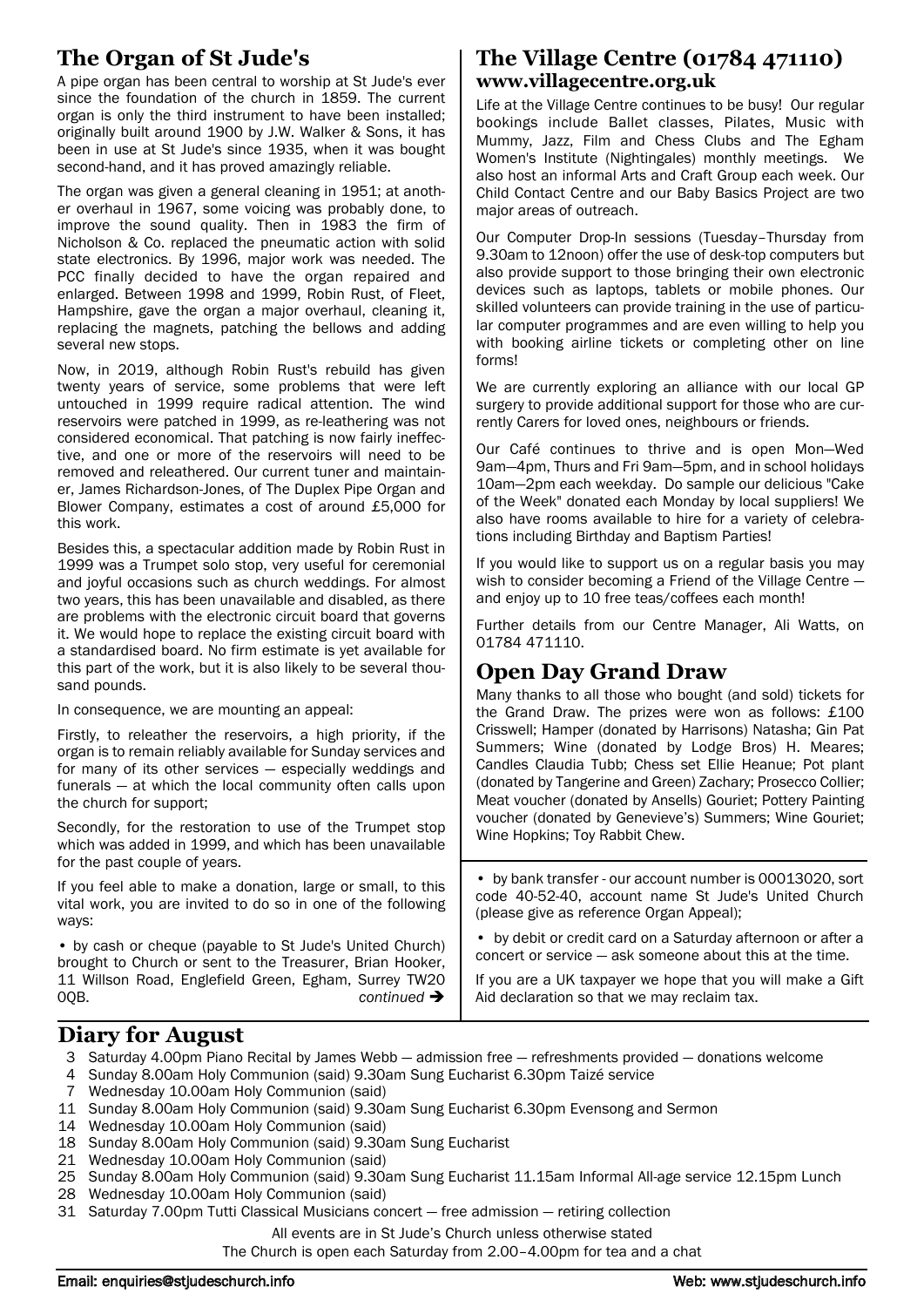## The Organ of St Jude's

A pipe organ has been central to worship at St Jude's ever since the foundation of the church in 1859. The current organ is only the third instrument to have been installed; originally built around 1900 by J.W. Walker & Sons, it has been in use at St Jude's since 1935, when it was bought second-hand, and it has proved amazingly reliable.

The organ was given a general cleaning in 1951; at another overhaul in 1967, some voicing was probably done, to improve the sound quality. Then in 1983 the firm of Nicholson & Co. replaced the pneumatic action with solid state electronics. By 1996, major work was needed. The PCC finally decided to have the organ repaired and enlarged. Between 1998 and 1999, Robin Rust, of Fleet, Hampshire, gave the organ a major overhaul, cleaning it, replacing the magnets, patching the bellows and adding several new stops.

Now, in 2019, although Robin Rust's rebuild has given twenty years of service, some problems that were left untouched in 1999 require radical attention. The wind reservoirs were patched in 1999, as re-leathering was not considered economical. That patching is now fairly ineffective, and one or more of the reservoirs will need to be removed and releathered. Our current tuner and maintainer, James Richardson-Jones, of The Duplex Pipe Organ and Blower Company, estimates a cost of around £5,000 for this work.

Besides this, a spectacular addition made by Robin Rust in 1999 was a Trumpet solo stop, very useful for ceremonial and joyful occasions such as church weddings. For almost two years, this has been unavailable and disabled, as there are problems with the electronic circuit board that governs it. We would hope to replace the existing circuit board with a standardised board. No firm estimate is yet available for this part of the work, but it is also likely to be several thousand pounds.

In consequence, we are mounting an appeal:

Firstly, to releather the reservoirs, a high priority, if the organ is to remain reliably available for Sunday services and for many of its other services — especially weddings and funerals — at which the local community often calls upon the church for support;

Secondly, for the restoration to use of the Trumpet stop which was added in 1999, and which has been unavailable for the past couple of years.

If you feel able to make a donation, large or small, to this vital work, you are invited to do so in one of the following ways:

- by cash or cheque (payable to St Jude's United Church) brought to Church or sent to the Treasurer, Brian Hooker, 11 Willson Road, Englefield Green, Egham, Surrey TW20 0QB.
- by bank transfer - our account number is 00013020, sort code 40-52-40, account name St Jude's United Church (please give as reference Organ Appeal);
- by debit or credit card on a Saturday afternoon or after a concert or service — ask someone about this at the time.

If you are a UK taxpayer we hope that you will make a Gift Aid declaration so that we may reclaim tax.

## The Village Centre (01784 471110)
### www.villagecentre.org.uk

Life at the Village Centre continues to be busy! Our regular bookings include Ballet classes, Pilates, Music with Mummy, Jazz, Film and Chess Clubs and The Egham Women's Institute (Nightingales) monthly meetings. We also host an informal Arts and Craft Group each week. Our Child Contact Centre and our Baby Basics Project are two major areas of outreach.

Our Computer Drop-In sessions (Tuesday–Thursday from 9.30am to 12noon) offer the use of desk-top computers but also provide support to those bringing their own electronic devices such as laptops, tablets or mobile phones. Our skilled volunteers can provide training in the use of particular computer programmes and are even willing to help you with booking airline tickets or completing other on line forms!

We are currently exploring an alliance with our local GP surgery to provide additional support for those who are currently Carers for loved ones, neighbours or friends.

Our Café continues to thrive and is open Mon—Wed 9am—4pm, Thurs and Fri 9am—5pm, and in school holidays 10am—2pm each weekday. Do sample our delicious "Cake of the Week" donated each Monday by local suppliers! We also have rooms available to hire for a variety of celebrations including Birthday and Baptism Parties!

If you would like to support us on a regular basis you may wish to consider becoming a Friend of the Village Centre — and enjoy up to 10 free teas/coffees each month!

Further details from our Centre Manager, Ali Watts, on 01784 471110.

## Open Day Grand Draw

Many thanks to all those who bought (and sold) tickets for the Grand Draw. The prizes were won as follows: £100 Crisswell; Hamper (donated by Harrisons) Natasha; Gin Pat Summers; Wine (donated by Lodge Bros) H. Meares; Candles Claudia Tubb; Chess set Ellie Heanue; Pot plant (donated by Tangerine and Green) Zachary; Prosecco Collier; Meat voucher (donated by Ansells) Gouriet; Pottery Painting voucher (donated by Genevieve's) Summers; Wine Gouriet; Wine Hopkins; Toy Rabbit Chew.

## Diary for August

- 3 Saturday 4.00pm Piano Recital by James Webb — admission free — refreshments provided — donations welcome
- 4 Sunday 8.00am Holy Communion (said) 9.30am Sung Eucharist 6.30pm Taizé service
- 7 Wednesday 10.00am Holy Communion (said)
- 11 Sunday 8.00am Holy Communion (said) 9.30am Sung Eucharist 6.30pm Evensong and Sermon
- 14 Wednesday 10.00am Holy Communion (said)
- 18 Sunday 8.00am Holy Communion (said) 9.30am Sung Eucharist
- 21 Wednesday 10.00am Holy Communion (said)
- 25 Sunday 8.00am Holy Communion (said) 9.30am Sung Eucharist 11.15am Informal All-age service 12.15pm Lunch
- 28 Wednesday 10.00am Holy Communion (said)
- 31 Saturday 7.00pm Tutti Classical Musicians concert — free admission — retiring collection

All events are in St Jude's Church unless otherwise stated

The Church is open each Saturday from 2.00–4.00pm for tea and a chat

Email: enquiries@stjudeschurch.info Web: www.stjudeschurch.info